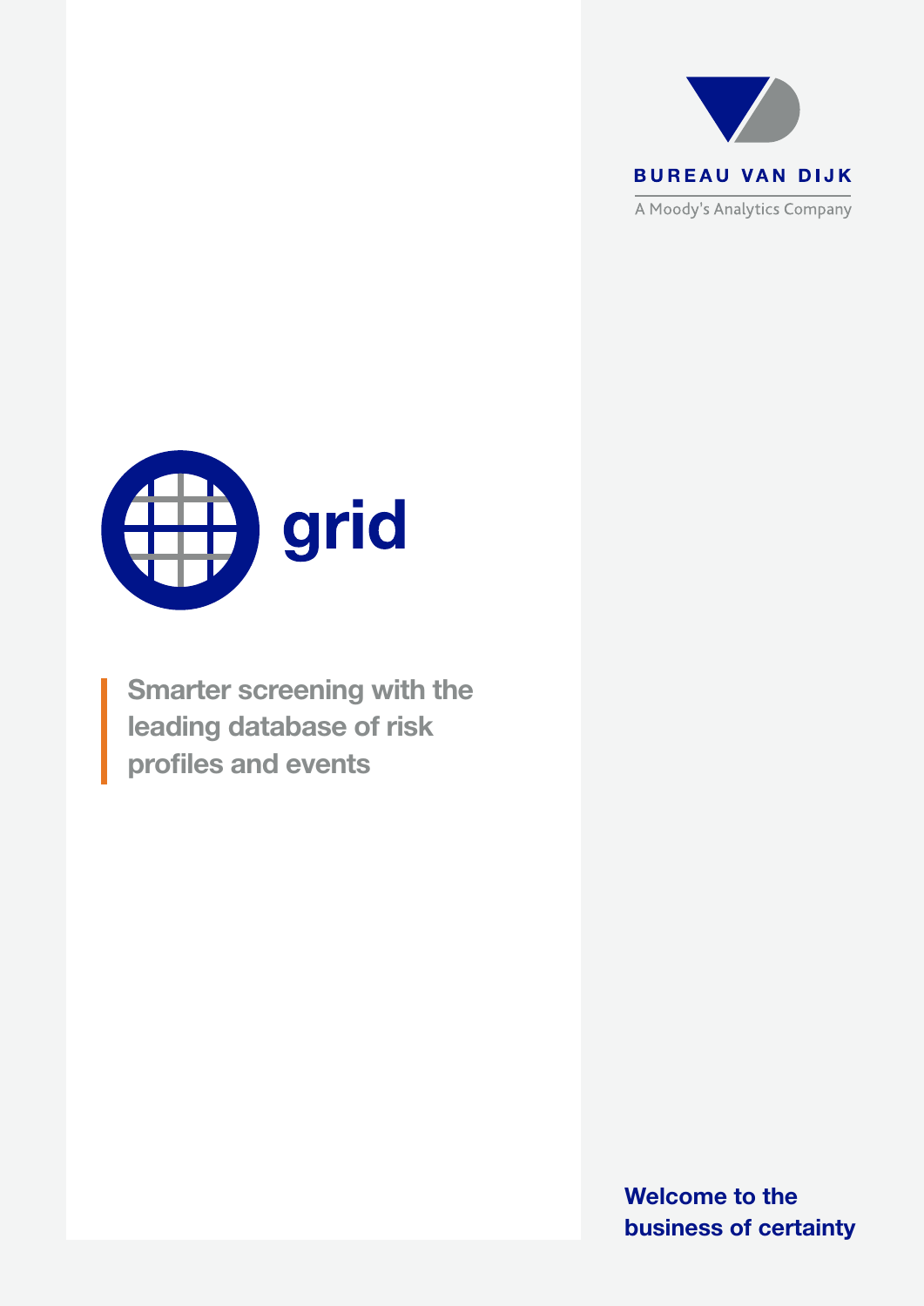BUREAU VAN DIJK

A Moody's Analytics Company

# grid

**Smarter screening with the leading database of risk profiles and events**

**Welcome to the business of certainty**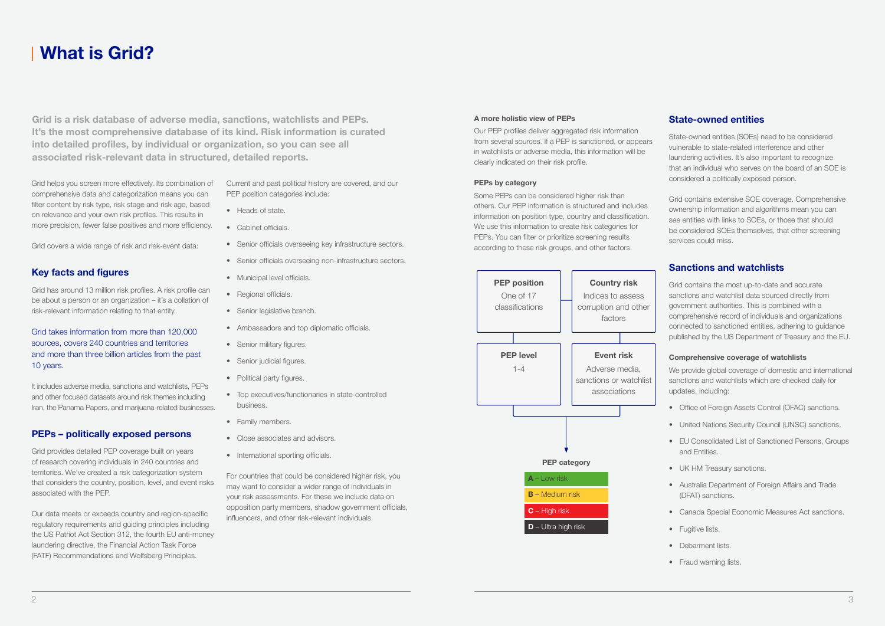# What is Grid?

**Grid is a risk database of adverse media, sanctions, watchlists and PEPs. It's the most comprehensive database of its kind. Risk information is curated into detailed profiles, by individual or organization, so you can see all associated risk-relevant data in structured, detailed reports.**

Grid helps you screen more effectively. Its combination of comprehensive data and categorization means you can filter content by risk type, risk stage and risk age, based on relevance and your own risk profiles. This results in more precision, fewer false positives and more efficiency.

Grid covers a wide range of risk and risk-event data:

## Key facts and figures

Grid has around 13 million risk profiles. A risk profile can be about a person or an organization – it's a collation of risk-relevant information relating to that entity.

Grid takes information from more than 120,000 sources, covers 240 countries and territories and more than three billion articles from the past 10 years.

It includes adverse media, sanctions and watchlists, PEPs and other focused datasets around risk themes including Iran, the Panama Papers, and marijuana-related businesses.

## PEPs – politically exposed persons

Grid provides detailed PEP coverage built on years of research covering individuals in 240 countries and territories. We've created a risk categorization system that considers the country, position, level, and event risks associated with the PEP.

Our data meets or exceeds country and region-specific regulatory requirements and guiding principles including the US Patriot Act Section 312, the fourth EU anti-money laundering directive, the Financial Action Task Force (FATF) Recommendations and Wolfsberg Principles.

Current and past political history are covered, and our PEP position categories include:

- Heads of state.
- Cabinet officials.
- Senior officials overseeing key infrastructure sectors.
- Senior officials overseeing non-infrastructure sectors.
- Municipal level officials.
- Regional officials.
- Senior legislative branch.
- Ambassadors and top diplomatic officials.
- Senior military figures.
- Senior judicial figures.
- Political party figures.
- Top executives/functionaries in state-controlled business.
- Family members.
- Close associates and advisors.
- International sporting officials.

For countries that could be considered higher risk, you may want to consider a wider range of individuals in your risk assessments. For these we include data on opposition party members, shadow government officials, influencers, and other risk-relevant individuals.

### A more holistic view of PEPs

Our PEP profiles deliver aggregated risk information from several sources. If a PEP is sanctioned, or appears in watchlists or adverse media, this information will be clearly indicated on their risk profile.

### PEPs by category

Some PEPs can be considered higher risk than others. Our PEP information is structured and includes information on position type, country and classification. We use this information to create risk categories for PEPs. You can filter or prioritize screening results according to these risk groups, and other factors.

**PEP position** – One of 17 classifications

**Country risk** – Indices to assess corruption and other factors

**PEP level** – 1-4

**Event risk** – Adverse media, sanctions or watchlist associations

**PEP category**

- **A** – Low risk
- **B** – Medium risk
- **C** – High risk
- **D** – Ultra high risk

## State-owned entities

State-owned entities (SOEs) need to be considered vulnerable to state-related interference and other laundering activities. It's also important to recognize that an individual who serves on the board of an SOE is considered a politically exposed person.

Grid contains extensive SOE coverage. Comprehensive ownership information and algorithms mean you can see entities with links to SOEs, or those that should be considered SOEs themselves, that other screening services could miss.

## Sanctions and watchlists

Grid contains the most up-to-date and accurate sanctions and watchlist data sourced directly from government authorities. This is combined with a comprehensive record of individuals and organizations connected to sanctioned entities, adhering to guidance published by the US Department of Treasury and the EU.

### Comprehensive coverage of watchlists

We provide global coverage of domestic and international sanctions and watchlists which are checked daily for updates, including:

- Office of Foreign Assets Control (OFAC) sanctions.
- United Nations Security Council (UNSC) sanctions.
- EU Consolidated List of Sanctioned Persons, Groups and Entities.
- UK HM Treasury sanctions.
- Australia Department of Foreign Affairs and Trade (DFAT) sanctions.
- Canada Special Economic Measures Act sanctions.
- Fugitive lists.
- Debarment lists.
- Fraud warning lists.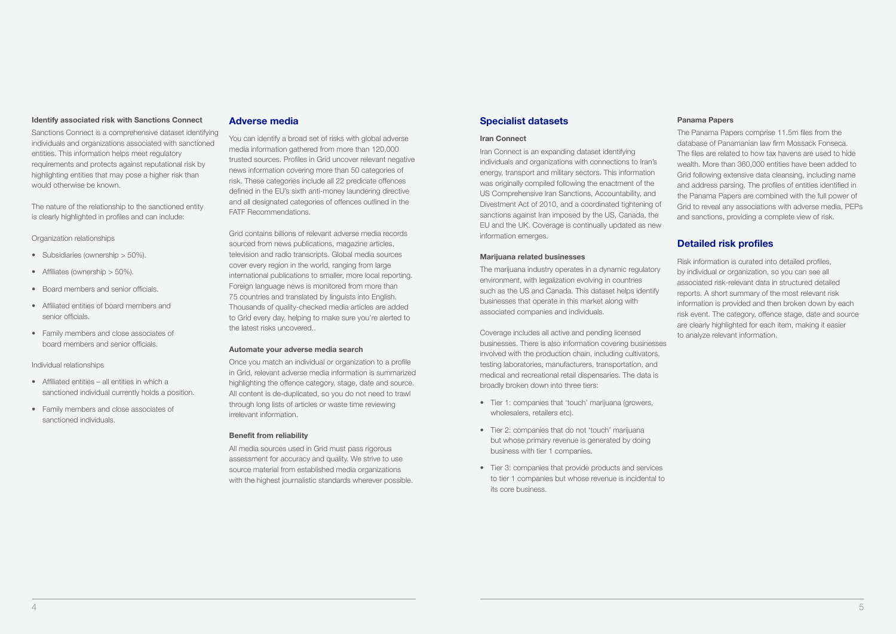### Identify associated risk with Sanctions Connect

Sanctions Connect is a comprehensive dataset identifying individuals and organizations associated with sanctioned entities. This information helps meet regulatory requirements and protects against reputational risk by highlighting entities that may pose a higher risk than would otherwise be known.

The nature of the relationship to the sanctioned entity is clearly highlighted in profiles and can include:

Organization relationships

- Subsidiaries (ownership > 50%).
- Affiliates (ownership > 50%).
- Board members and senior officials.
- Affiliated entities of board members and senior officials.
- Family members and close associates of board members and senior officials.

Individual relationships

- Affiliated entities – all entities in which a sanctioned individual currently holds a position.
- Family members and close associates of sanctioned individuals.

## Adverse media

You can identify a broad set of risks with global adverse media information gathered from more than 120,000 trusted sources. Profiles in Grid uncover relevant negative news information covering more than 50 categories of risk. These categories include all 22 predicate offences defined in the EU's sixth anti-money laundering directive and all designated categories of offences outlined in the FATF Recommendations.

Grid contains billions of relevant adverse media records sourced from news publications, magazine articles, television and radio transcripts. Global media sources cover every region in the world, ranging from large international publications to smaller, more local reporting. Foreign language news is monitored from more than 75 countries and translated by linguists into English. Thousands of quality-checked media articles are added to Grid every day, helping to make sure you're alerted to the latest risks uncovered..

### Automate your adverse media search

Once you match an individual or organization to a profile in Grid, relevant adverse media information is summarized highlighting the offence category, stage, date and source. All content is de-duplicated, so you do not need to trawl through long lists of articles or waste time reviewing irrelevant information.

### Benefit from reliability

All media sources used in Grid must pass rigorous assessment for accuracy and quality. We strive to use source material from established media organizations with the highest journalistic standards wherever possible.

## Specialist datasets

### Iran Connect

Iran Connect is an expanding dataset identifying individuals and organizations with connections to Iran's energy, transport and military sectors. This information was originally compiled following the enactment of the US Comprehensive Iran Sanctions, Accountability, and Divestment Act of 2010, and a coordinated tightening of sanctions against Iran imposed by the US, Canada, the EU and the UK. Coverage is continually updated as new information emerges.

### Marijuana related businesses

The marijuana industry operates in a dynamic regulatory environment, with legalization evolving in countries such as the US and Canada. This dataset helps identify businesses that operate in this market along with associated companies and individuals.

Coverage includes all active and pending licensed businesses. There is also information covering businesses involved with the production chain, including cultivators, testing laboratories, manufacturers, transportation, and medical and recreational retail dispensaries. The data is broadly broken down into three tiers:

- Tier 1: companies that 'touch' marijuana (growers, wholesalers, retailers etc).
- Tier 2: companies that do not 'touch' marijuana but whose primary revenue is generated by doing business with tier 1 companies.
- Tier 3: companies that provide products and services to tier 1 companies but whose revenue is incidental to its core business.

### Panama Papers

The Panama Papers comprise 11.5m files from the database of Panamanian law firm Mossack Fonseca. The files are related to how tax havens are used to hide wealth. More than 360,000 entities have been added to Grid following extensive data cleansing, including name and address parsing. The profiles of entities identified in the Panama Papers are combined with the full power of Grid to reveal any associations with adverse media, PEPs and sanctions, providing a complete view of risk.

## Detailed risk profiles

Risk information is curated into detailed profiles, by individual or organization, so you can see all associated risk-relevant data in structured detailed reports. A short summary of the most relevant risk information is provided and then broken down by each risk event. The category, offence stage, date and source are clearly highlighted for each item, making it easier to analyze relevant information.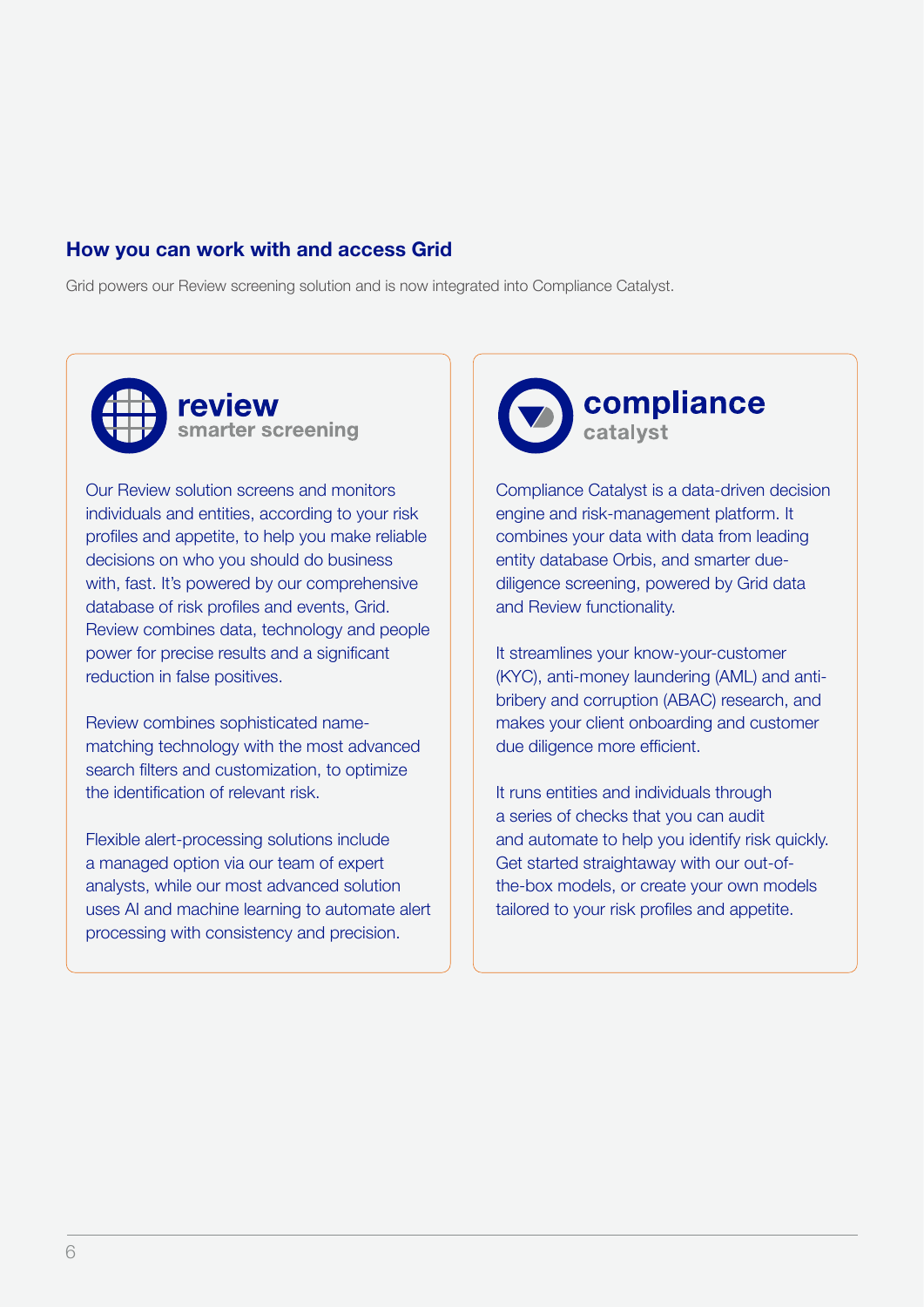## How you can work with and access Grid

Grid powers our Review screening solution and is now integrated into Compliance Catalyst.

### review
**smarter screening**

Our Review solution screens and monitors individuals and entities, according to your risk profiles and appetite, to help you make reliable decisions on who you should do business with, fast. It's powered by our comprehensive database of risk profiles and events, Grid. Review combines data, technology and people power for precise results and a significant reduction in false positives.

Review combines sophisticated name-matching technology with the most advanced search filters and customization, to optimize the identification of relevant risk.

Flexible alert-processing solutions include a managed option via our team of expert analysts, while our most advanced solution uses AI and machine learning to automate alert processing with consistency and precision.

### compliance
**catalyst**

Compliance Catalyst is a data-driven decision engine and risk-management platform. It combines your data with data from leading entity database Orbis, and smarter due-diligence screening, powered by Grid data and Review functionality.

It streamlines your know-your-customer (KYC), anti-money laundering (AML) and anti-bribery and corruption (ABAC) research, and makes your client onboarding and customer due diligence more efficient.

It runs entities and individuals through a series of checks that you can audit and automate to help you identify risk quickly. Get started straightaway with our out-of-the-box models, or create your own models tailored to your risk profiles and appetite.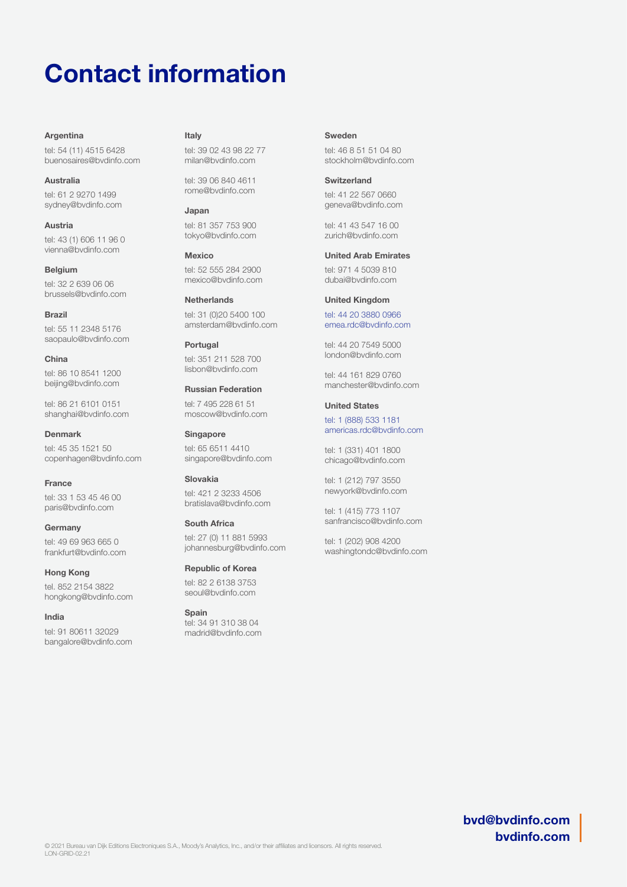# Contact information

**Argentina**
tel: 54 (11) 4515 6428
buenosaires@bvdinfo.com

**Australia**
tel: 61 2 9270 1499
sydney@bvdinfo.com

**Austria**
tel: 43 (1) 606 11 96 0
vienna@bvdinfo.com

**Belgium**
tel: 32 2 639 06 06
brussels@bvdinfo.com

**Brazil**
tel: 55 11 2348 5176
saopaulo@bvdinfo.com

**China**
tel: 86 10 8541 1200
beijing@bvdinfo.com

tel: 86 21 6101 0151
shanghai@bvdinfo.com

**Denmark**
tel: 45 35 1521 50
copenhagen@bvdinfo.com

**France**
tel: 33 1 53 45 46 00
paris@bvdinfo.com

**Germany**
tel: 49 69 963 665 0
frankfurt@bvdinfo.com

**Hong Kong**
tel. 852 2154 3822
hongkong@bvdinfo.com

**India**
tel: 91 80611 32029
bangalore@bvdinfo.com

**Italy**
tel: 39 02 43 98 22 77
milan@bvdinfo.com

tel: 39 06 840 4611
rome@bvdinfo.com

**Japan**
tel: 81 357 753 900
tokyo@bvdinfo.com

**Mexico**
tel: 52 555 284 2900
mexico@bvdinfo.com

**Netherlands**
tel: 31 (0)20 5400 100
amsterdam@bvdinfo.com

**Portugal**
tel: 351 211 528 700
lisbon@bvdinfo.com

**Russian Federation**
tel: 7 495 228 61 51
moscow@bvdinfo.com

**Singapore**
tel: 65 6511 4410
singapore@bvdinfo.com

**Slovakia**
tel: 421 2 3233 4506
bratislava@bvdinfo.com

**South Africa**
tel: 27 (0) 11 881 5993
johannesburg@bvdinfo.com

**Republic of Korea**
tel: 82 2 6138 3753
seoul@bvdinfo.com

**Spain**
tel: 34 91 310 38 04
madrid@bvdinfo.com

**Sweden**
tel: 46 8 51 51 04 80
stockholm@bvdinfo.com

**Switzerland**
tel: 41 22 567 0660
geneva@bvdinfo.com

tel: 41 43 547 16 00
zurich@bvdinfo.com

**United Arab Emirates**
tel: 971 4 5039 810
dubai@bvdinfo.com

**United Kingdom**
tel: 44 20 3880 0966
emea.rdc@bvdinfo.com

tel: 44 20 7549 5000
london@bvdinfo.com

tel: 44 161 829 0760
manchester@bvdinfo.com

**United States**
tel: 1 (888) 533 1181
americas.rdc@bvdinfo.com

tel: 1 (331) 401 1800
chicago@bvdinfo.com

tel: 1 (212) 797 3550
newyork@bvdinfo.com

tel: 1 (415) 773 1107
sanfrancisco@bvdinfo.com

tel: 1 (202) 908 4200
washingtondc@bvdinfo.com

**bvd@bvdinfo.com**
**bvdinfo.com**

© 2021 Bureau van Dijk Editions Electroniques S.A., Moody's Analytics, Inc., and/or their affiliates and licensors. All rights reserved.
LON-GRID-02.21